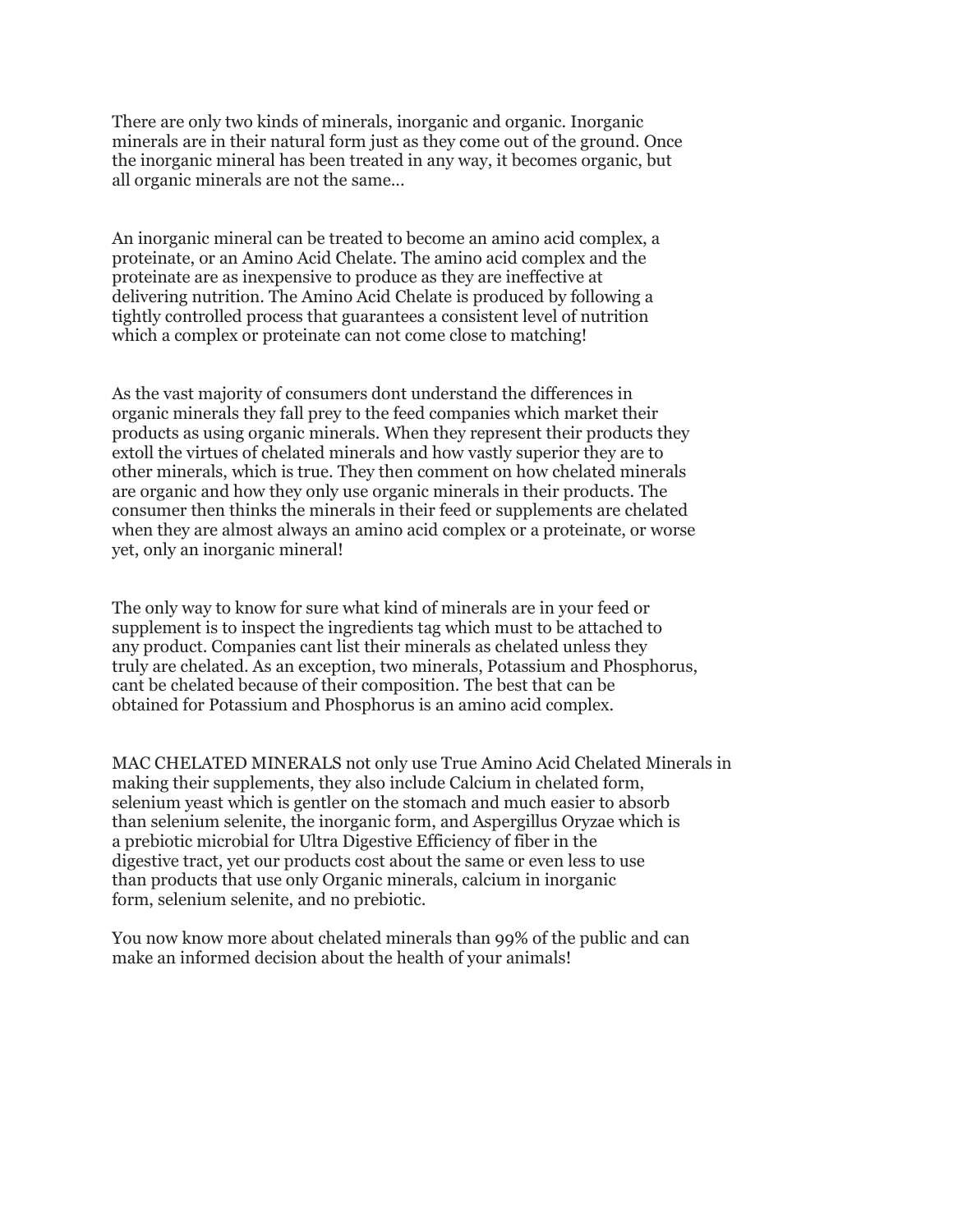There are only two kinds of minerals, inorganic and organic. Inorganic minerals are in their natural form just as they come out of the ground. Once the inorganic mineral has been treated in any way, it becomes organic, but all organic minerals are not the same...

An inorganic mineral can be treated to become an amino acid complex, a proteinate, or an Amino Acid Chelate. The amino acid complex and the proteinate are as inexpensive to produce as they are ineffective at delivering nutrition. The Amino Acid Chelate is produced by following a tightly controlled process that guarantees a consistent level of nutrition which a complex or proteinate can not come close to matching!

As the vast majority of consumers dont understand the differences in organic minerals they fall prey to the feed companies which market their products as using organic minerals. When they represent their products they extoll the virtues of chelated minerals and how vastly superior they are to other minerals, which is true. They then comment on how chelated minerals are organic and how they only use organic minerals in their products. The consumer then thinks the minerals in their feed or supplements are chelated when they are almost always an amino acid complex or a proteinate, or worse yet, only an inorganic mineral!

The only way to know for sure what kind of minerals are in your feed or supplement is to inspect the ingredients tag which must to be attached to any product. Companies cant list their minerals as chelated unless they truly are chelated. As an exception, two minerals, Potassium and Phosphorus, cant be chelated because of their composition. The best that can be obtained for Potassium and Phosphorus is an amino acid complex.

MAC CHELATED MINERALS not only use True Amino Acid Chelated Minerals in making their supplements, they also include Calcium in chelated form, selenium yeast which is gentler on the stomach and much easier to absorb than selenium selenite, the inorganic form, and Aspergillus Oryzae which is a prebiotic microbial for Ultra Digestive Efficiency of fiber in the digestive tract, yet our products cost about the same or even less to use than products that use only Organic minerals, calcium in inorganic form, selenium selenite, and no prebiotic.

You now know more about chelated minerals than 99% of the public and can make an informed decision about the health of your animals!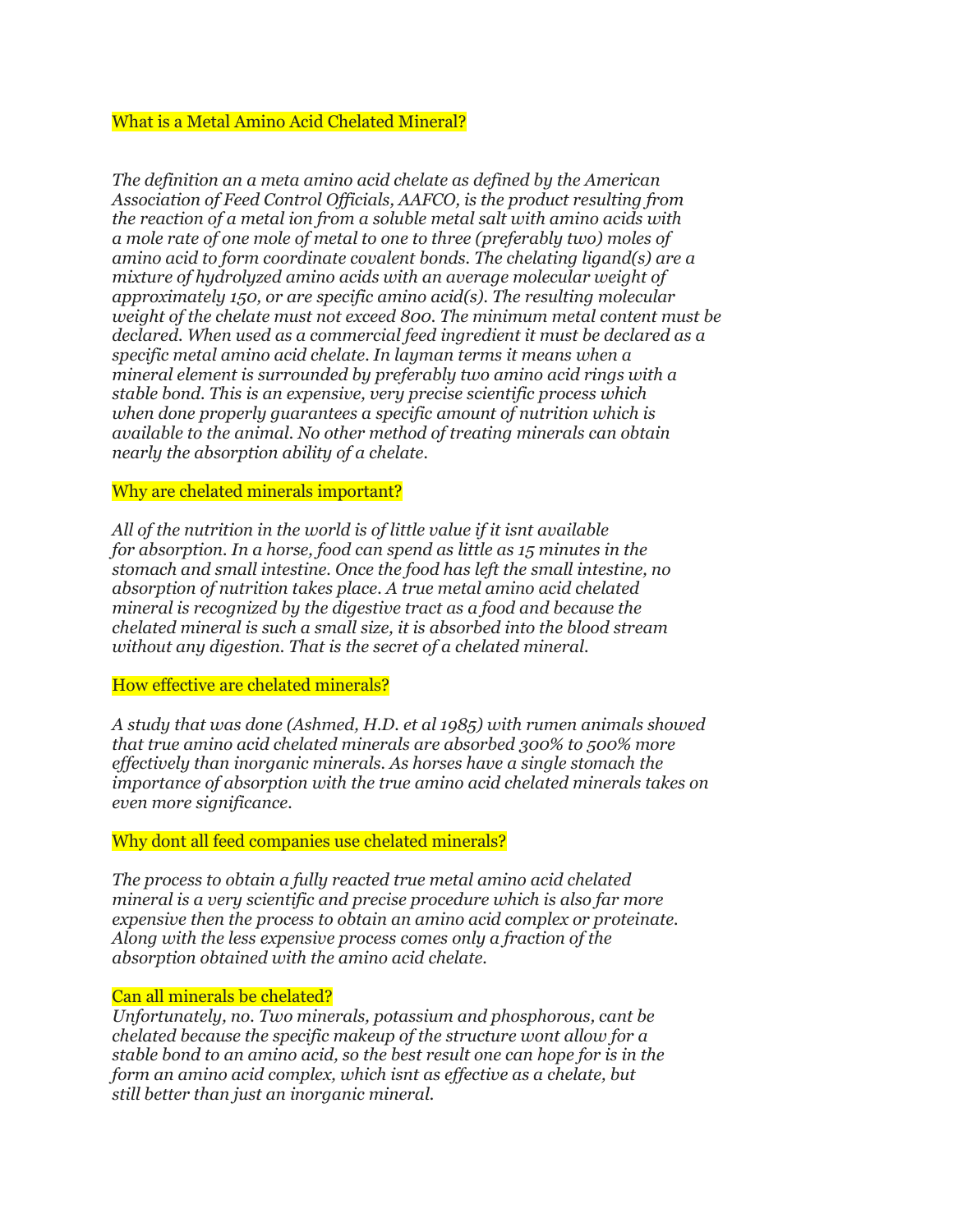## What is a Metal Amino Acid Chelated Mineral?

*The definition an a meta amino acid chelate as defined by the American Association of Feed Control Officials, AAFCO, is the product resulting from the reaction of a metal ion from a soluble metal salt with amino acids with a mole rate of one mole of metal to one to three (preferably two) moles of amino acid to form coordinate covalent bonds. The chelating ligand(s) are a mixture of hydrolyzed amino acids with an average molecular weight of approximately 150, or are specific amino acid(s). The resulting molecular weight of the chelate must not exceed 800. The minimum metal content must be declared. When used as a commercial feed ingredient it must be declared as a specific metal amino acid chelate. In layman terms it means when a mineral element is surrounded by preferably two amino acid rings with a stable bond. This is an expensive, very precise scientific process which when done properly guarantees a specific amount of nutrition which is available to the animal. No other method of treating minerals can obtain nearly the absorption ability of a chelate.*

## Why are chelated minerals important?

*All of the nutrition in the world is of little value if it isnt available for absorption. In a horse, food can spend as little as 15 minutes in the stomach and small intestine. Once the food has left the small intestine, no absorption of nutrition takes place. A true metal amino acid chelated mineral is recognized by the digestive tract as a food and because the chelated mineral is such a small size, it is absorbed into the blood stream without any digestion. That is the secret of a chelated mineral.*

## How effective are chelated minerals?

*A study that was done (Ashmed, H.D. et al 1985) with rumen animals showed that true amino acid chelated minerals are absorbed 300% to 500% more effectively than inorganic minerals. As horses have a single stomach the importance of absorption with the true amino acid chelated minerals takes on even more significance.*

## Why dont all feed companies use chelated minerals?

*The process to obtain a fully reacted true metal amino acid chelated mineral is a very scientific and precise procedure which is also far more expensive then the process to obtain an amino acid complex or proteinate. Along with the less expensive process comes only a fraction of the absorption obtained with the amino acid chelate.*

## Can all minerals be chelated?

*Unfortunately, no. Two minerals, potassium and phosphorous, cant be chelated because the specific makeup of the structure wont allow for a stable bond to an amino acid, so the best result one can hope for is in the form an amino acid complex, which isnt as effective as a chelate, but still better than just an inorganic mineral.*